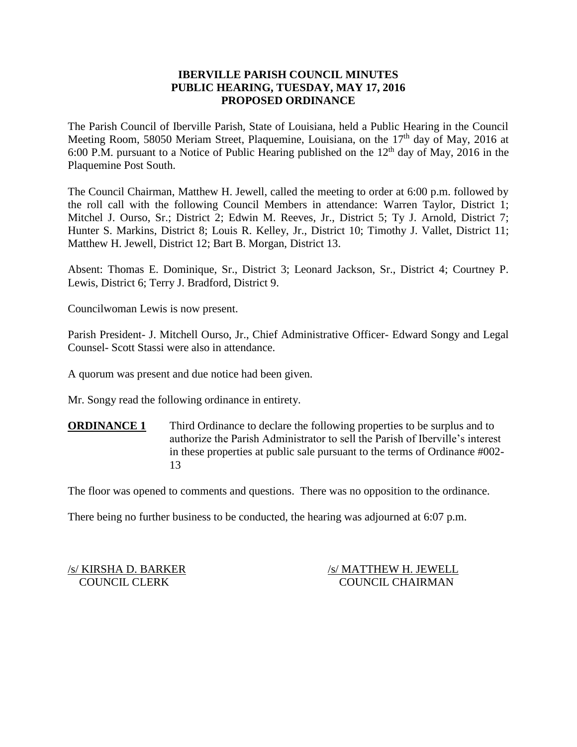# IBERVILLE PARISH COUNCIL MINUTES
## PUBLIC HEARING, TUESDAY, MAY 17, 2016
## PROPOSED ORDINANCE

The Parish Council of Iberville Parish, State of Louisiana, held a Public Hearing in the Council Meeting Room, 58050 Meriam Street, Plaquemine, Louisiana, on the 17th day of May, 2016 at 6:00 P.M. pursuant to a Notice of Public Hearing published on the 12th day of May, 2016 in the Plaquemine Post South.

The Council Chairman, Matthew H. Jewell, called the meeting to order at 6:00 p.m. followed by the roll call with the following Council Members in attendance: Warren Taylor, District 1; Mitchel J. Ourso, Sr.; District 2; Edwin M. Reeves, Jr., District 5; Ty J. Arnold, District 7; Hunter S. Markins, District 8; Louis R. Kelley, Jr., District 10; Timothy J. Vallet, District 11; Matthew H. Jewell, District 12; Bart B. Morgan, District 13.

Absent: Thomas E. Dominique, Sr., District 3; Leonard Jackson, Sr., District 4; Courtney P. Lewis, District 6; Terry J. Bradford, District 9.

Councilwoman Lewis is now present.

Parish President- J. Mitchell Ourso, Jr., Chief Administrative Officer- Edward Songy and Legal Counsel- Scott Stassi were also in attendance.

A quorum was present and due notice had been given.

Mr. Songy read the following ordinance in entirety.

**ORDINANCE 1** Third Ordinance to declare the following properties to be surplus and to authorize the Parish Administrator to sell the Parish of Iberville's interest in these properties at public sale pursuant to the terms of Ordinance #002-13

The floor was opened to comments and questions. There was no opposition to the ordinance.

There being no further business to be conducted, the hearing was adjourned at 6:07 p.m.

/s/ KIRSHA D. BARKER
COUNCIL CLERK

/s/ MATTHEW H. JEWELL
COUNCIL CHAIRMAN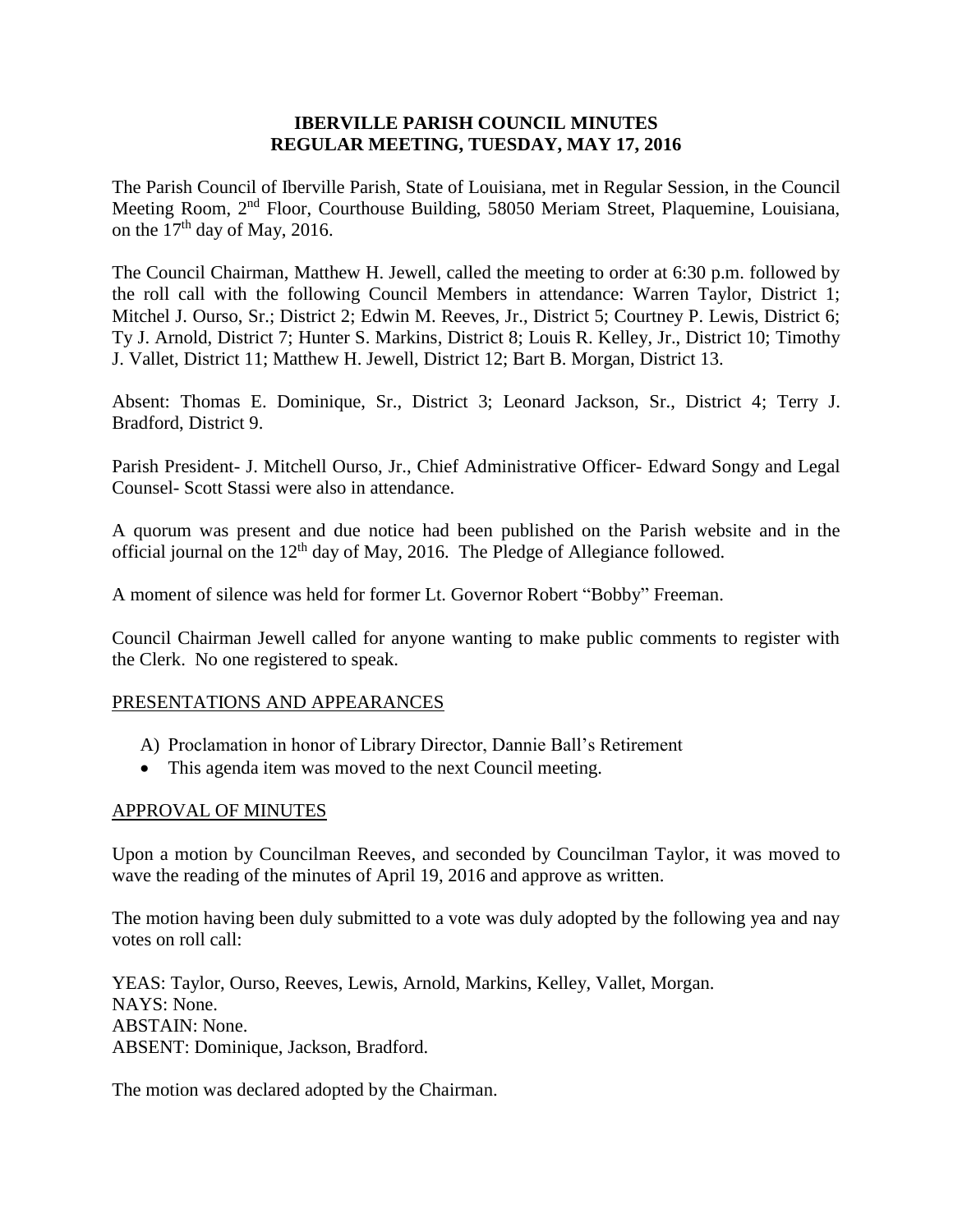# IBERVILLE PARISH COUNCIL MINUTES
# REGULAR MEETING, TUESDAY, MAY 17, 2016

The Parish Council of Iberville Parish, State of Louisiana, met in Regular Session, in the Council Meeting Room, 2nd Floor, Courthouse Building, 58050 Meriam Street, Plaquemine, Louisiana, on the 17th day of May, 2016.

The Council Chairman, Matthew H. Jewell, called the meeting to order at 6:30 p.m. followed by the roll call with the following Council Members in attendance: Warren Taylor, District 1; Mitchel J. Ourso, Sr.; District 2; Edwin M. Reeves, Jr., District 5; Courtney P. Lewis, District 6; Ty J. Arnold, District 7; Hunter S. Markins, District 8; Louis R. Kelley, Jr., District 10; Timothy J. Vallet, District 11; Matthew H. Jewell, District 12; Bart B. Morgan, District 13.

Absent: Thomas E. Dominique, Sr., District 3; Leonard Jackson, Sr., District 4; Terry J. Bradford, District 9.

Parish President- J. Mitchell Ourso, Jr., Chief Administrative Officer- Edward Songy and Legal Counsel- Scott Stassi were also in attendance.

A quorum was present and due notice had been published on the Parish website and in the official journal on the 12th day of May, 2016. The Pledge of Allegiance followed.

A moment of silence was held for former Lt. Governor Robert "Bobby" Freeman.

Council Chairman Jewell called for anyone wanting to make public comments to register with the Clerk. No one registered to speak.

## PRESENTATIONS AND APPEARANCES

A) Proclamation in honor of Library Director, Dannie Ball's Retirement
- This agenda item was moved to the next Council meeting.

## APPROVAL OF MINUTES

Upon a motion by Councilman Reeves, and seconded by Councilman Taylor, it was moved to wave the reading of the minutes of April 19, 2016 and approve as written.

The motion having been duly submitted to a vote was duly adopted by the following yea and nay votes on roll call:

YEAS: Taylor, Ourso, Reeves, Lewis, Arnold, Markins, Kelley, Vallet, Morgan.
NAYS: None.
ABSTAIN: None.
ABSENT: Dominique, Jackson, Bradford.

The motion was declared adopted by the Chairman.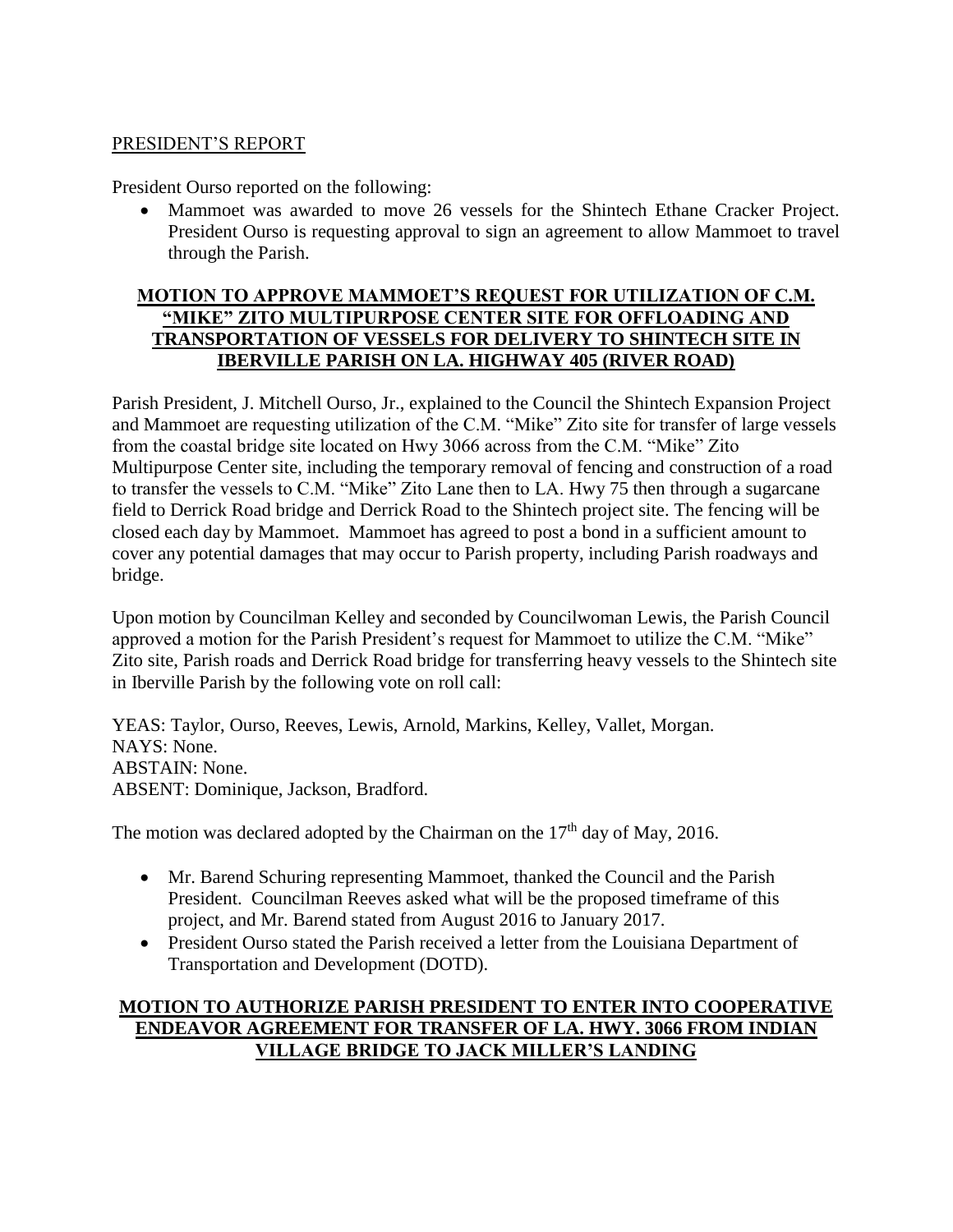## PRESIDENT'S REPORT

President Ourso reported on the following:

- Mammoet was awarded to move 26 vessels for the Shintech Ethane Cracker Project. President Ourso is requesting approval to sign an agreement to allow Mammoet to travel through the Parish.

### **MOTION TO APPROVE MAMMOET'S REQUEST FOR UTILIZATION OF C.M. "MIKE" ZITO MULTIPURPOSE CENTER SITE FOR OFFLOADING AND TRANSPORTATION OF VESSELS FOR DELIVERY TO SHINTECH SITE IN IBERVILLE PARISH ON LA. HIGHWAY 405 (RIVER ROAD)**

Parish President, J. Mitchell Ourso, Jr., explained to the Council the Shintech Expansion Project and Mammoet are requesting utilization of the C.M. "Mike" Zito site for transfer of large vessels from the coastal bridge site located on Hwy 3066 across from the C.M. "Mike" Zito Multipurpose Center site, including the temporary removal of fencing and construction of a road to transfer the vessels to C.M. "Mike" Zito Lane then to LA. Hwy 75 then through a sugarcane field to Derrick Road bridge and Derrick Road to the Shintech project site. The fencing will be closed each day by Mammoet. Mammoet has agreed to post a bond in a sufficient amount to cover any potential damages that may occur to Parish property, including Parish roadways and bridge.

Upon motion by Councilman Kelley and seconded by Councilwoman Lewis, the Parish Council approved a motion for the Parish President's request for Mammoet to utilize the C.M. "Mike" Zito site, Parish roads and Derrick Road bridge for transferring heavy vessels to the Shintech site in Iberville Parish by the following vote on roll call:

YEAS: Taylor, Ourso, Reeves, Lewis, Arnold, Markins, Kelley, Vallet, Morgan.
NAYS: None.
ABSTAIN: None.
ABSENT: Dominique, Jackson, Bradford.

The motion was declared adopted by the Chairman on the 17th day of May, 2016.

- Mr. Barend Schuring representing Mammoet, thanked the Council and the Parish President. Councilman Reeves asked what will be the proposed timeframe of this project, and Mr. Barend stated from August 2016 to January 2017.
- President Ourso stated the Parish received a letter from the Louisiana Department of Transportation and Development (DOTD).

### **MOTION TO AUTHORIZE PARISH PRESIDENT TO ENTER INTO COOPERATIVE ENDEAVOR AGREEMENT FOR TRANSFER OF LA. HWY. 3066 FROM INDIAN VILLAGE BRIDGE TO JACK MILLER'S LANDING**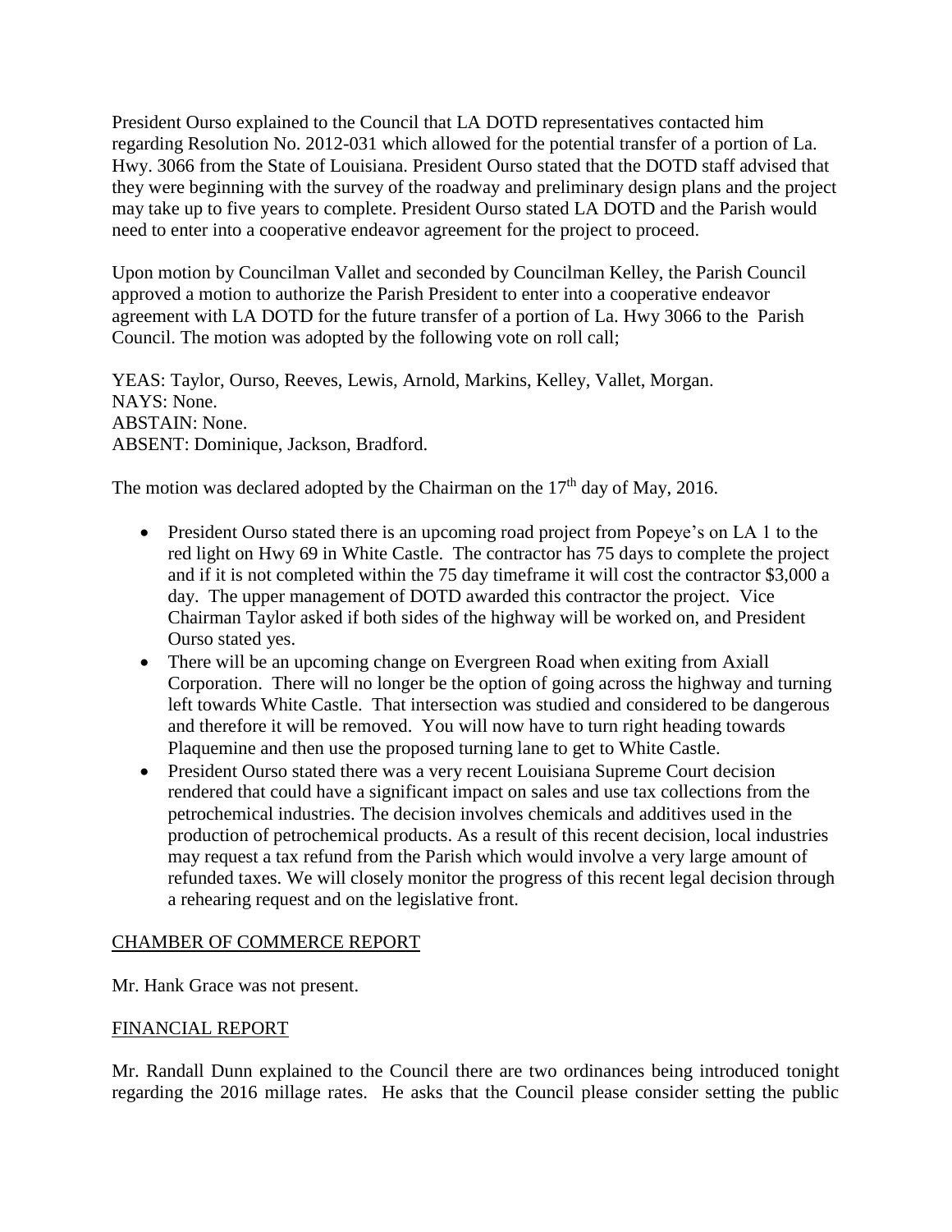President Ourso explained to the Council that LA DOTD representatives contacted him regarding Resolution No. 2012-031 which allowed for the potential transfer of a portion of La. Hwy. 3066 from the State of Louisiana. President Ourso stated that the DOTD staff advised that they were beginning with the survey of the roadway and preliminary design plans and the project may take up to five years to complete. President Ourso stated LA DOTD and the Parish would need to enter into a cooperative endeavor agreement for the project to proceed.

Upon motion by Councilman Vallet and seconded by Councilman Kelley, the Parish Council approved a motion to authorize the Parish President to enter into a cooperative endeavor agreement with LA DOTD for the future transfer of a portion of La. Hwy 3066 to the Parish Council. The motion was adopted by the following vote on roll call;

YEAS: Taylor, Ourso, Reeves, Lewis, Arnold, Markins, Kelley, Vallet, Morgan.
NAYS: None.
ABSTAIN: None.
ABSENT: Dominique, Jackson, Bradford.

The motion was declared adopted by the Chairman on the 17th day of May, 2016.

- President Ourso stated there is an upcoming road project from Popeye's on LA 1 to the red light on Hwy 69 in White Castle. The contractor has 75 days to complete the project and if it is not completed within the 75 day timeframe it will cost the contractor $3,000 a day. The upper management of DOTD awarded this contractor the project. Vice Chairman Taylor asked if both sides of the highway will be worked on, and President Ourso stated yes.
- There will be an upcoming change on Evergreen Road when exiting from Axiall Corporation. There will no longer be the option of going across the highway and turning left towards White Castle. That intersection was studied and considered to be dangerous and therefore it will be removed. You will now have to turn right heading towards Plaquemine and then use the proposed turning lane to get to White Castle.
- President Ourso stated there was a very recent Louisiana Supreme Court decision rendered that could have a significant impact on sales and use tax collections from the petrochemical industries. The decision involves chemicals and additives used in the production of petrochemical products. As a result of this recent decision, local industries may request a tax refund from the Parish which would involve a very large amount of refunded taxes. We will closely monitor the progress of this recent legal decision through a rehearing request and on the legislative front.

## CHAMBER OF COMMERCE REPORT

Mr. Hank Grace was not present.

## FINANCIAL REPORT

Mr. Randall Dunn explained to the Council there are two ordinances being introduced tonight regarding the 2016 millage rates. He asks that the Council please consider setting the public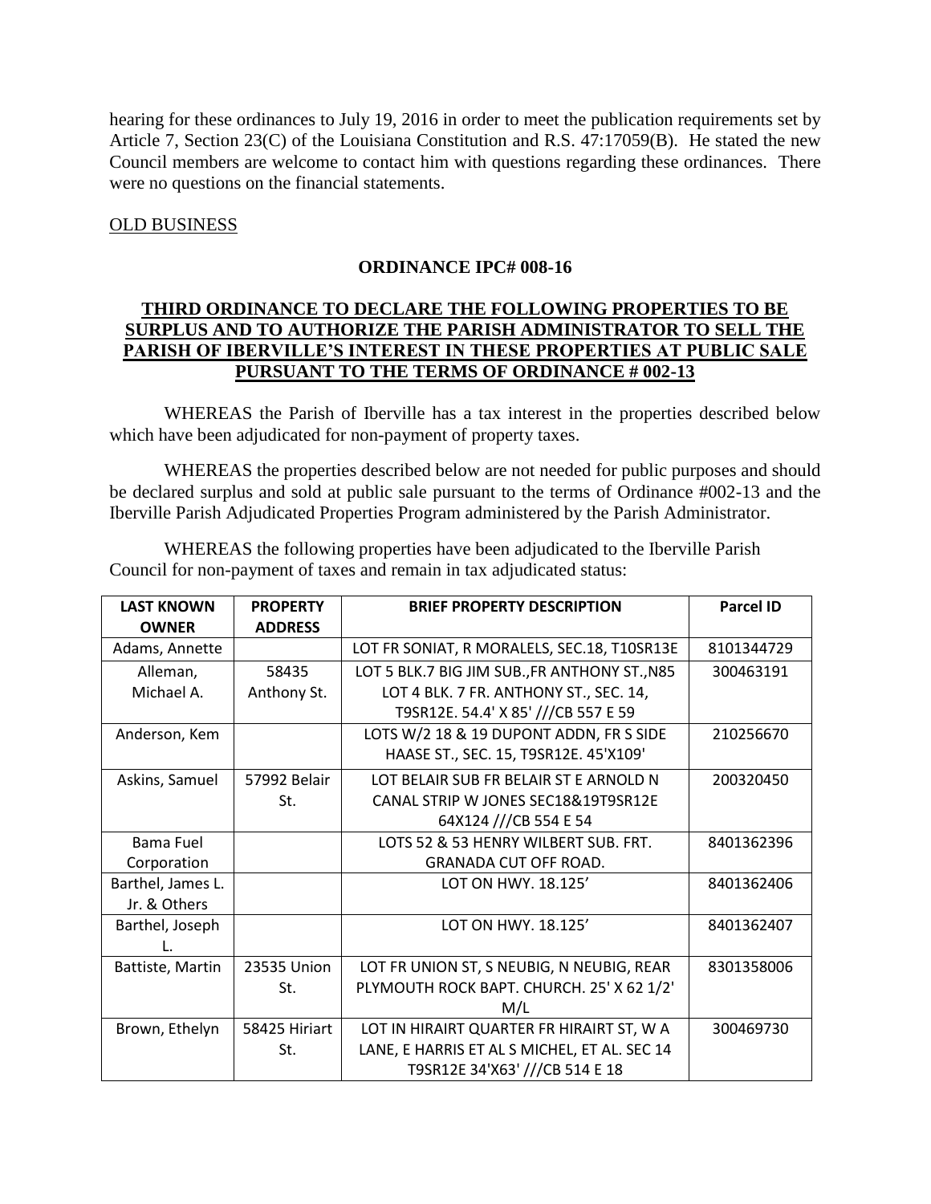hearing for these ordinances to July 19, 2016 in order to meet the publication requirements set by Article 7, Section 23(C) of the Louisiana Constitution and R.S. 47:17059(B). He stated the new Council members are welcome to contact him with questions regarding these ordinances. There were no questions on the financial statements.

OLD BUSINESS

**ORDINANCE IPC# 008-16**

**THIRD ORDINANCE TO DECLARE THE FOLLOWING PROPERTIES TO BE SURPLUS AND TO AUTHORIZE THE PARISH ADMINISTRATOR TO SELL THE PARISH OF IBERVILLE'S INTEREST IN THESE PROPERTIES AT PUBLIC SALE PURSUANT TO THE TERMS OF ORDINANCE # 002-13**

WHEREAS the Parish of Iberville has a tax interest in the properties described below which have been adjudicated for non-payment of property taxes.

WHEREAS the properties described below are not needed for public purposes and should be declared surplus and sold at public sale pursuant to the terms of Ordinance #002-13 and the Iberville Parish Adjudicated Properties Program administered by the Parish Administrator.

WHEREAS the following properties have been adjudicated to the Iberville Parish Council for non-payment of taxes and remain in tax adjudicated status:

| LAST KNOWN OWNER | PROPERTY ADDRESS | BRIEF PROPERTY DESCRIPTION | Parcel ID |
|---|---|---|---|
| Adams, Annette | | LOT FR SONIAT, R MORALELS, SEC.18, T10SR13E | 8101344729 |
| Alleman, Michael A. | 58435 Anthony St. | LOT 5 BLK.7 BIG JIM SUB.,FR ANTHONY ST.,N85 LOT 4 BLK. 7 FR. ANTHONY ST., SEC. 14, T9SR12E. 54.4' X 85' ///CB 557 E 59 | 300463191 |
| Anderson, Kem | | LOTS W/2 18 & 19 DUPONT ADDN, FR S SIDE HAASE ST., SEC. 15, T9SR12E. 45'X109' | 210256670 |
| Askins, Samuel | 57992 Belair St. | LOT BELAIR SUB FR BELAIR ST E ARNOLD N CANAL STRIP W JONES SEC18&19T9SR12E 64X124 ///CB 554 E 54 | 200320450 |
| Bama Fuel Corporation | | LOTS 52 & 53 HENRY WILBERT SUB. FRT. GRANADA CUT OFF ROAD. | 8401362396 |
| Barthel, James L. Jr. & Others | | LOT ON HWY. 18.125' | 8401362406 |
| Barthel, Joseph L. | | LOT ON HWY. 18.125' | 8401362407 |
| Battiste, Martin | 23535 Union St. | LOT FR UNION ST, S NEUBIG, N NEUBIG, REAR PLYMOUTH ROCK BAPT. CHURCH. 25' X 62 1/2' M/L | 8301358006 |
| Brown, Ethelyn | 58425 Hiriart St. | LOT IN HIRAIRT QUARTER FR HIRAIRT ST, W A LANE, E HARRIS ET AL S MICHEL, ET AL. SEC 14 T9SR12E 34'X63' ///CB 514 E 18 | 300469730 |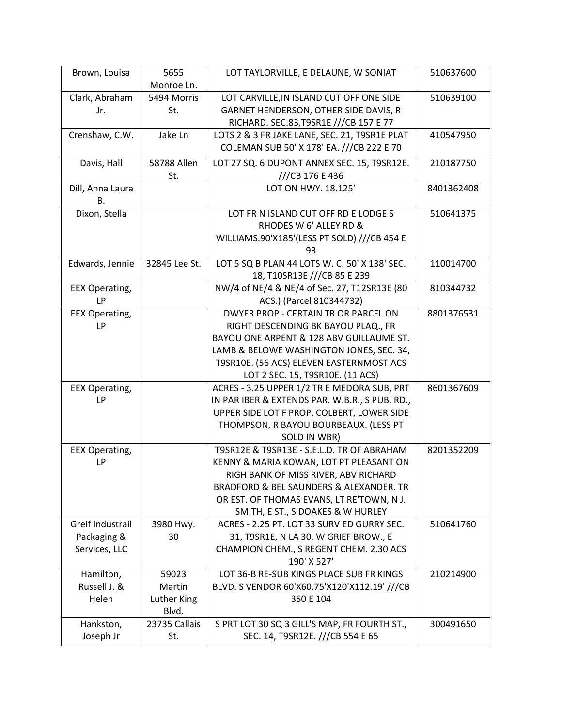| | | | |
|---|---|---|---|
| Brown, Louisa | 5655 Monroe Ln. | LOT TAYLORVILLE, E DELAUNE, W SONIAT | 510637600 |
| Clark, Abraham Jr. | 5494 Morris St. | LOT CARVILLE,IN ISLAND CUT OFF ONE SIDE GARNET HENDERSON, OTHER SIDE DAVIS, R RICHARD. SEC.83,T9SR1E ///CB 157 E 77 | 510639100 |
| Crenshaw, C.W. | Jake Ln | LOTS 2 & 3 FR JAKE LANE, SEC. 21, T9SR1E PLAT COLEMAN SUB 50' X 178' EA. ///CB 222 E 70 | 410547950 |
| Davis, Hall | 58788 Allen St. | LOT 27 SQ. 6 DUPONT ANNEX SEC. 15, T9SR12E. ///CB 176 E 436 | 210187750 |
| Dill, Anna Laura B. | | LOT ON HWY. 18.125' | 8401362408 |
| Dixon, Stella | | LOT FR N ISLAND CUT OFF RD E LODGE S RHODES W 6' ALLEY RD & WILLIAMS.90'X185'(LESS PT SOLD) ///CB 454 E 93 | 510641375 |
| Edwards, Jennie | 32845 Lee St. | LOT 5 SQ B PLAN 44 LOTS W. C. 50' X 138' SEC. 18, T10SR13E ///CB 85 E 239 | 110014700 |
| EEX Operating, LP | | NW/4 of NE/4 & NE/4 of Sec. 27, T12SR13E (80 ACS.) (Parcel 810344732) | 810344732 |
| EEX Operating, LP | | DWYER PROP - CERTAIN TR OR PARCEL ON RIGHT DESCENDING BK BAYOU PLAQ., FR BAYOU ONE ARPENT & 128 ABV GUILLAUME ST. LAMB & BELOWE WASHINGTON JONES, SEC. 34, T9SR10E. (56 ACS) ELEVEN EASTERNMOST ACS LOT 2 SEC. 15, T9SR10E. (11 ACS) | 8801376531 |
| EEX Operating, LP | | ACRES - 3.25 UPPER 1/2 TR E MEDORA SUB, PRT IN PAR IBER & EXTENDS PAR. W.B.R., S PUB. RD., UPPER SIDE LOT F PROP. COLBERT, LOWER SIDE THOMPSON, R BAYOU BOURBEAUX. (LESS PT SOLD IN WBR) | 8601367609 |
| EEX Operating, LP | | T9SR12E & T9SR13E - S.E.L.D. TR OF ABRAHAM KENNY & MARIA KOWAN, LOT PT PLEASANT ON RIGH BANK OF MISS RIVER, ABV RICHARD BRADFORD & BEL SAUNDERS & ALEXANDER. TR OR EST. OF THOMAS EVANS, LT RE'TOWN, N J. SMITH, E ST., S DOAKES & W HURLEY | 8201352209 |
| Greif Industrail Packaging & Services, LLC | 3980 Hwy. 30 | ACRES - 2.25 PT. LOT 33 SURV ED GURRY SEC. 31, T9SR1E, N LA 30, W GRIEF BROW., E CHAMPION CHEM., S REGENT CHEM. 2.30 ACS 190' X 527' | 510641760 |
| Hamilton, Russell J. & Helen | 59023 Martin Luther King Blvd. | LOT 36-B RE-SUB KINGS PLACE SUB FR KINGS BLVD. S VENDOR 60'X60.75'X120'X112.19' ///CB 350 E 104 | 210214900 |
| Hankston, Joseph Jr | 23735 Callais St. | S PRT LOT 30 SQ 3 GILL'S MAP, FR FOURTH ST., SEC. 14, T9SR12E. ///CB 554 E 65 | 300491650 |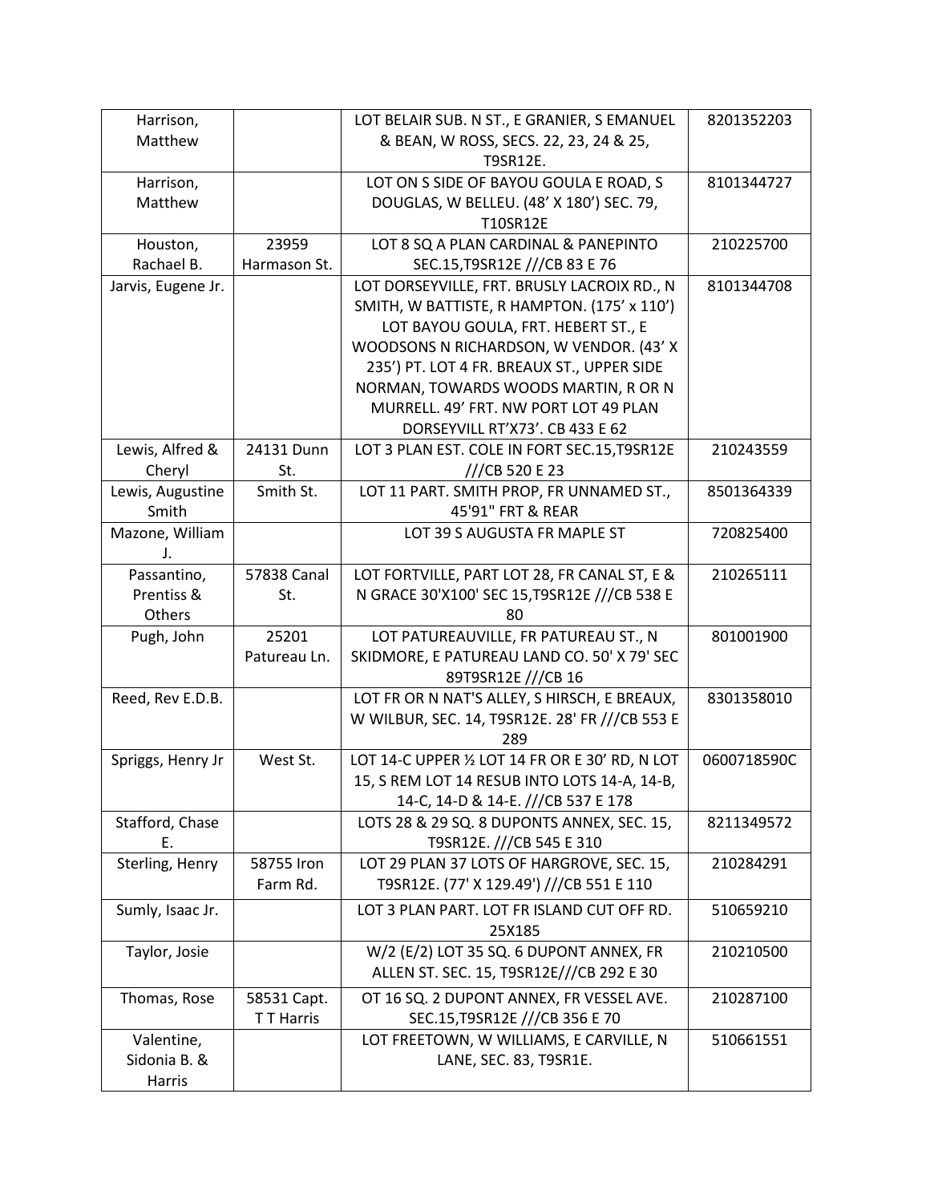| | | | |
|---|---|---|---|
| Harrison, Matthew | | LOT BELAIR SUB. N ST., E GRANIER, S EMANUEL & BEAN, W ROSS, SECS. 22, 23, 24 & 25, T9SR12E. | 8201352203 |
| Harrison, Matthew | | LOT ON S SIDE OF BAYOU GOULA E ROAD, S DOUGLAS, W BELLEU. (48' X 180') SEC. 79, T10SR12E | 8101344727 |
| Houston, Rachael B. | 23959 Harmason St. | LOT 8 SQ A PLAN CARDINAL & PANEPINTO SEC.15,T9SR12E ///CB 83 E 76 | 210225700 |
| Jarvis, Eugene Jr. | | LOT DORSEYVILLE, FRT. BRUSLY LACROIX RD., N SMITH, W BATTISTE, R HAMPTON. (175' x 110') LOT BAYOU GOULA, FRT. HEBERT ST., E WOODSONS N RICHARDSON, W VENDOR. (43' X 235') PT. LOT 4 FR. BREAUX ST., UPPER SIDE NORMAN, TOWARDS WOODS MARTIN, R OR N MURRELL. 49' FRT. NW PORT LOT 49 PLAN DORSEYVILL RT'X73'. CB 433 E 62 | 8101344708 |
| Lewis, Alfred & Cheryl | 24131 Dunn St. | LOT 3 PLAN EST. COLE IN FORT SEC.15,T9SR12E ///CB 520 E 23 | 210243559 |
| Lewis, Augustine Smith | Smith St. | LOT 11 PART. SMITH PROP, FR UNNAMED ST., 45'91" FRT & REAR | 8501364339 |
| Mazone, William J. | | LOT 39 S AUGUSTA FR MAPLE ST | 720825400 |
| Passantino, Prentiss & Others | 57838 Canal St. | LOT FORTVILLE, PART LOT 28, FR CANAL ST, E & N GRACE 30'X100' SEC 15,T9SR12E ///CB 538 E 80 | 210265111 |
| Pugh, John | 25201 Patureau Ln. | LOT PATUREAUVILLE, FR PATUREAU ST., N SKIDMORE, E PATUREAU LAND CO. 50' X 79' SEC 89T9SR12E ///CB 16 | 801001900 |
| Reed, Rev E.D.B. | | LOT FR OR N NAT'S ALLEY, S HIRSCH, E BREAUX, W WILBUR, SEC. 14, T9SR12E. 28' FR ///CB 553 E 289 | 8301358010 |
| Spriggs, Henry Jr | West St. | LOT 14-C UPPER ½ LOT 14 FR OR E 30' RD, N LOT 15, S REM LOT 14 RESUB INTO LOTS 14-A, 14-B, 14-C, 14-D & 14-E. ///CB 537 E 178 | 0600718590C |
| Stafford, Chase E. | | LOTS 28 & 29 SQ. 8 DUPONTS ANNEX, SEC. 15, T9SR12E. ///CB 545 E 310 | 8211349572 |
| Sterling, Henry | 58755 Iron Farm Rd. | LOT 29 PLAN 37 LOTS OF HARGROVE, SEC. 15, T9SR12E. (77' X 129.49') ///CB 551 E 110 | 210284291 |
| Sumly, Isaac Jr. | | LOT 3 PLAN PART. LOT FR ISLAND CUT OFF RD. 25X185 | 510659210 |
| Taylor, Josie | | W/2 (E/2) LOT 35 SQ. 6 DUPONT ANNEX, FR ALLEN ST. SEC. 15, T9SR12E///CB 292 E 30 | 210210500 |
| Thomas, Rose | 58531 Capt. T T Harris | OT 16 SQ. 2 DUPONT ANNEX, FR VESSEL AVE. SEC.15,T9SR12E ///CB 356 E 70 | 210287100 |
| Valentine, Sidonia B. & Harris | | LOT FREETOWN, W WILLIAMS, E CARVILLE, N LANE, SEC. 83, T9SR1E. | 510661551 |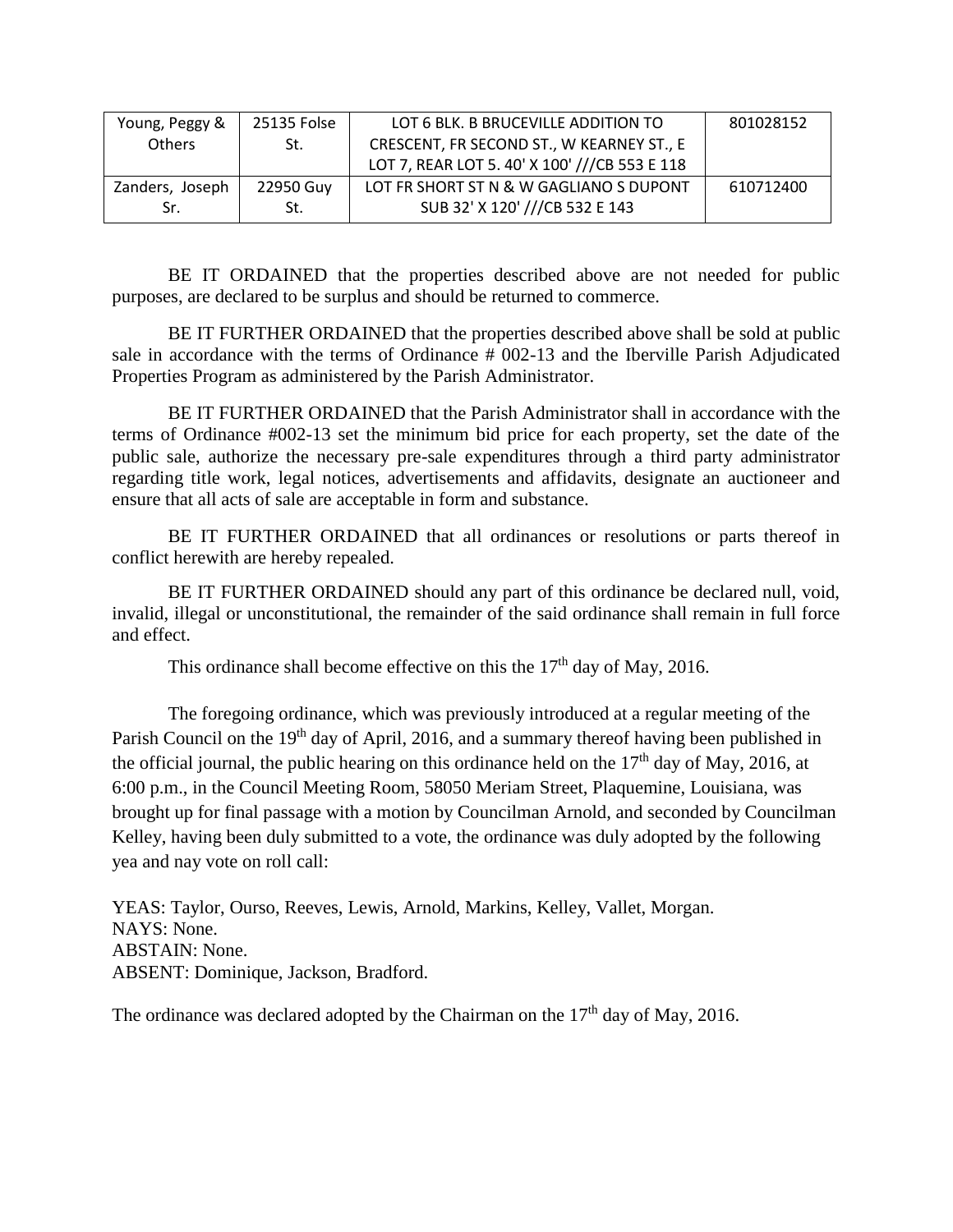| Young, Peggy & Others | 25135 Folse St. | LOT 6 BLK. B BRUCEVILLE ADDITION TO CRESCENT, FR SECOND ST., W KEARNEY ST., E LOT 7, REAR LOT 5. 40' X 100' ///CB 553 E 118 | 801028152 |
|---|---|---|---|
| Zanders, Joseph Sr. | 22950 Guy St. | LOT FR SHORT ST N & W GAGLIANO S DUPONT SUB 32' X 120' ///CB 532 E 143 | 610712400 |

BE IT ORDAINED that the properties described above are not needed for public purposes, are declared to be surplus and should be returned to commerce.

BE IT FURTHER ORDAINED that the properties described above shall be sold at public sale in accordance with the terms of Ordinance # 002-13 and the Iberville Parish Adjudicated Properties Program as administered by the Parish Administrator.

BE IT FURTHER ORDAINED that the Parish Administrator shall in accordance with the terms of Ordinance #002-13 set the minimum bid price for each property, set the date of the public sale, authorize the necessary pre-sale expenditures through a third party administrator regarding title work, legal notices, advertisements and affidavits, designate an auctioneer and ensure that all acts of sale are acceptable in form and substance.

BE IT FURTHER ORDAINED that all ordinances or resolutions or parts thereof in conflict herewith are hereby repealed.

BE IT FURTHER ORDAINED should any part of this ordinance be declared null, void, invalid, illegal or unconstitutional, the remainder of the said ordinance shall remain in full force and effect.

This ordinance shall become effective on this the 17th day of May, 2016.

The foregoing ordinance, which was previously introduced at a regular meeting of the Parish Council on the 19th day of April, 2016, and a summary thereof having been published in the official journal, the public hearing on this ordinance held on the 17th day of May, 2016, at 6:00 p.m., in the Council Meeting Room, 58050 Meriam Street, Plaquemine, Louisiana, was brought up for final passage with a motion by Councilman Arnold, and seconded by Councilman Kelley, having been duly submitted to a vote, the ordinance was duly adopted by the following yea and nay vote on roll call:

YEAS: Taylor, Ourso, Reeves, Lewis, Arnold, Markins, Kelley, Vallet, Morgan.
NAYS: None.
ABSTAIN: None.
ABSENT: Dominique, Jackson, Bradford.

The ordinance was declared adopted by the Chairman on the 17th day of May, 2016.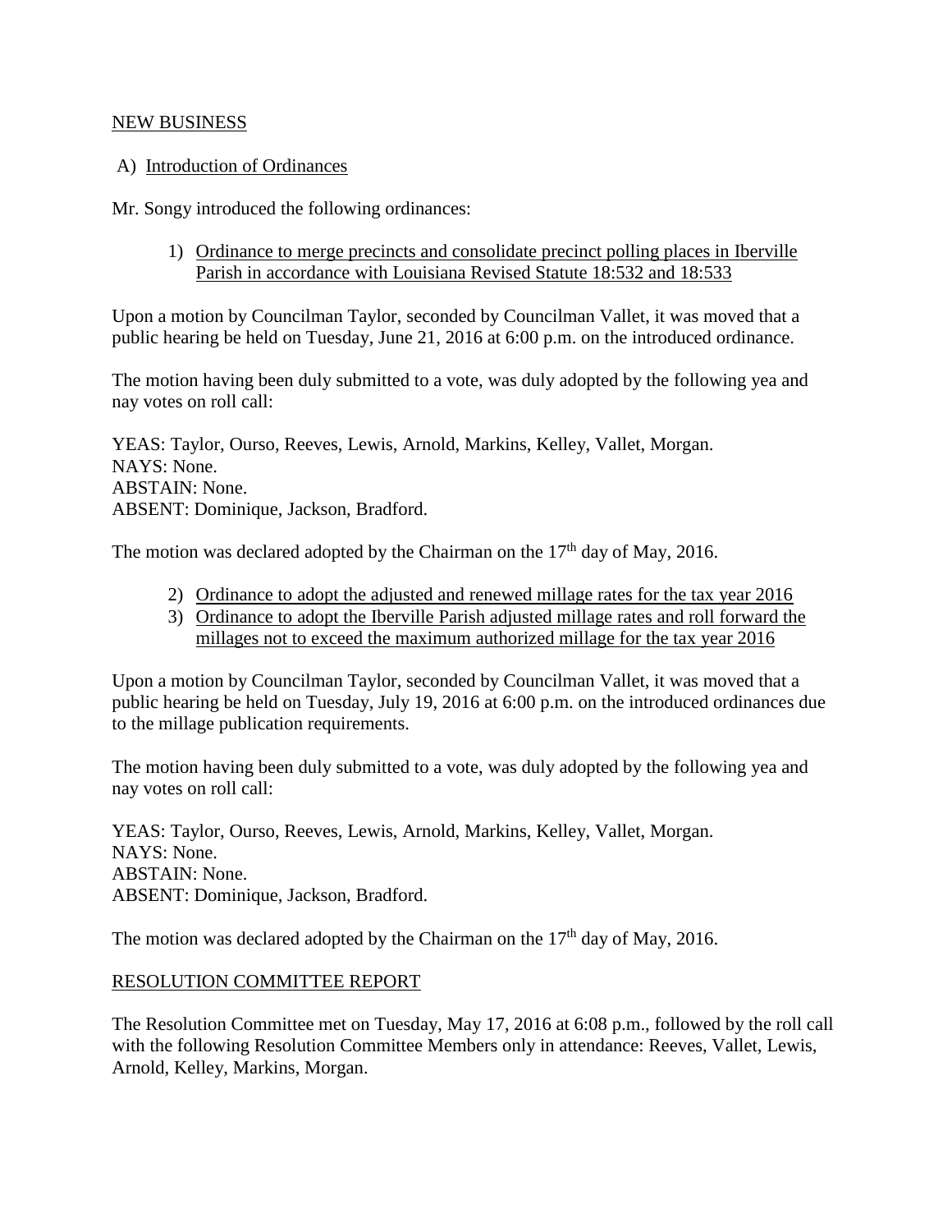NEW BUSINESS

A) Introduction of Ordinances

Mr. Songy introduced the following ordinances:

1) Ordinance to merge precincts and consolidate precinct polling places in Iberville Parish in accordance with Louisiana Revised Statute 18:532 and 18:533

Upon a motion by Councilman Taylor, seconded by Councilman Vallet, it was moved that a public hearing be held on Tuesday, June 21, 2016 at 6:00 p.m. on the introduced ordinance.

The motion having been duly submitted to a vote, was duly adopted by the following yea and nay votes on roll call:

YEAS: Taylor, Ourso, Reeves, Lewis, Arnold, Markins, Kelley, Vallet, Morgan.
NAYS: None.
ABSTAIN: None.
ABSENT: Dominique, Jackson, Bradford.

The motion was declared adopted by the Chairman on the 17th day of May, 2016.

2) Ordinance to adopt the adjusted and renewed millage rates for the tax year 2016
3) Ordinance to adopt the Iberville Parish adjusted millage rates and roll forward the millages not to exceed the maximum authorized millage for the tax year 2016

Upon a motion by Councilman Taylor, seconded by Councilman Vallet, it was moved that a public hearing be held on Tuesday, July 19, 2016 at 6:00 p.m. on the introduced ordinances due to the millage publication requirements.

The motion having been duly submitted to a vote, was duly adopted by the following yea and nay votes on roll call:

YEAS: Taylor, Ourso, Reeves, Lewis, Arnold, Markins, Kelley, Vallet, Morgan.
NAYS: None.
ABSTAIN: None.
ABSENT: Dominique, Jackson, Bradford.

The motion was declared adopted by the Chairman on the 17th day of May, 2016.

RESOLUTION COMMITTEE REPORT

The Resolution Committee met on Tuesday, May 17, 2016 at 6:08 p.m., followed by the roll call with the following Resolution Committee Members only in attendance: Reeves, Vallet, Lewis, Arnold, Kelley, Markins, Morgan.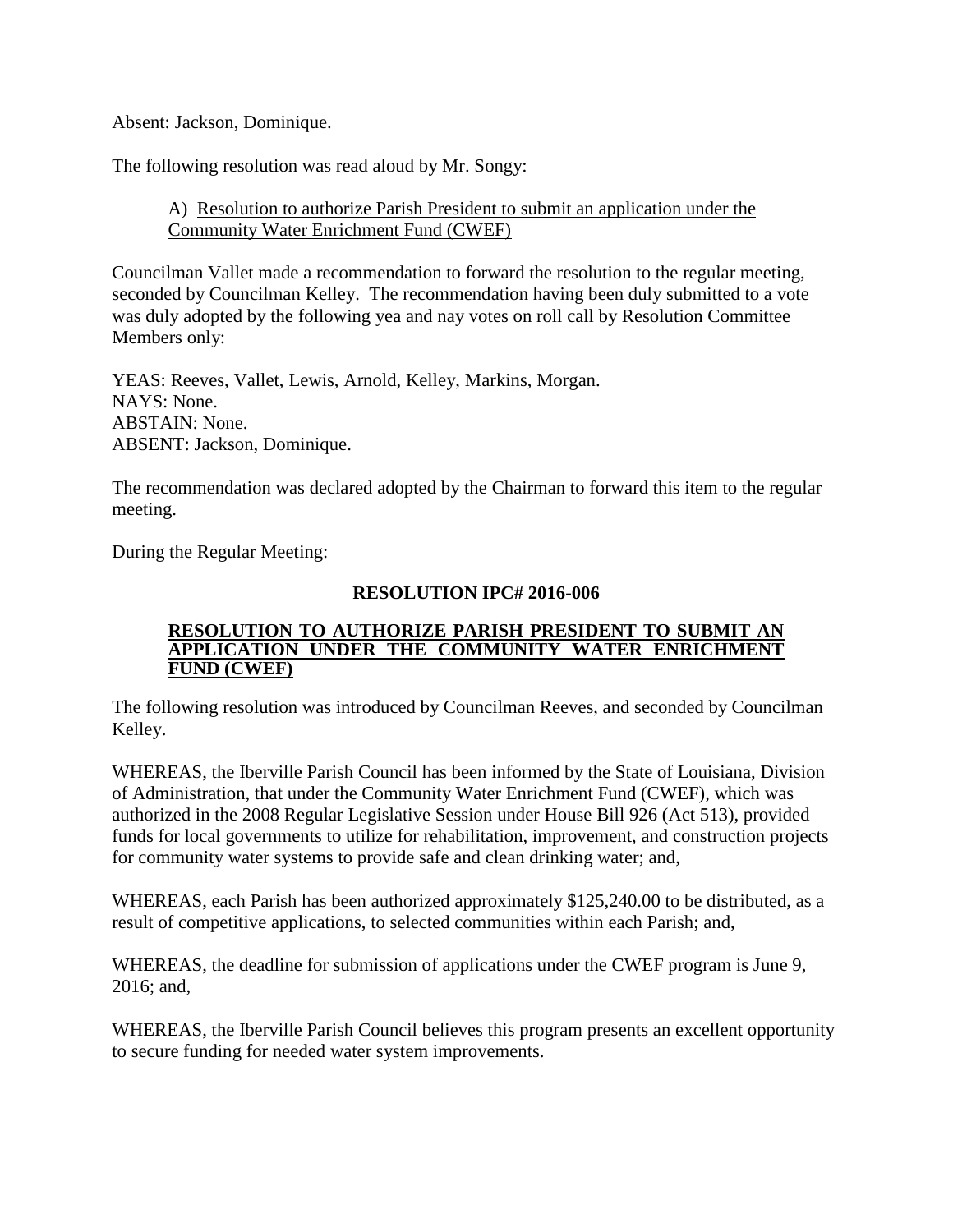Absent: Jackson, Dominique.

The following resolution was read aloud by Mr. Songy:

A) Resolution to authorize Parish President to submit an application under the Community Water Enrichment Fund (CWEF)

Councilman Vallet made a recommendation to forward the resolution to the regular meeting, seconded by Councilman Kelley. The recommendation having been duly submitted to a vote was duly adopted by the following yea and nay votes on roll call by Resolution Committee Members only:

YEAS: Reeves, Vallet, Lewis, Arnold, Kelley, Markins, Morgan.
NAYS: None.
ABSTAIN: None.
ABSENT: Jackson, Dominique.

The recommendation was declared adopted by the Chairman to forward this item to the regular meeting.

During the Regular Meeting:

**RESOLUTION IPC# 2016-006**

**RESOLUTION TO AUTHORIZE PARISH PRESIDENT TO SUBMIT AN APPLICATION UNDER THE COMMUNITY WATER ENRICHMENT FUND (CWEF)**

The following resolution was introduced by Councilman Reeves, and seconded by Councilman Kelley.

WHEREAS, the Iberville Parish Council has been informed by the State of Louisiana, Division of Administration, that under the Community Water Enrichment Fund (CWEF), which was authorized in the 2008 Regular Legislative Session under House Bill 926 (Act 513), provided funds for local governments to utilize for rehabilitation, improvement, and construction projects for community water systems to provide safe and clean drinking water; and,

WHEREAS, each Parish has been authorized approximately $125,240.00 to be distributed, as a result of competitive applications, to selected communities within each Parish; and,

WHEREAS, the deadline for submission of applications under the CWEF program is June 9, 2016; and,

WHEREAS, the Iberville Parish Council believes this program presents an excellent opportunity to secure funding for needed water system improvements.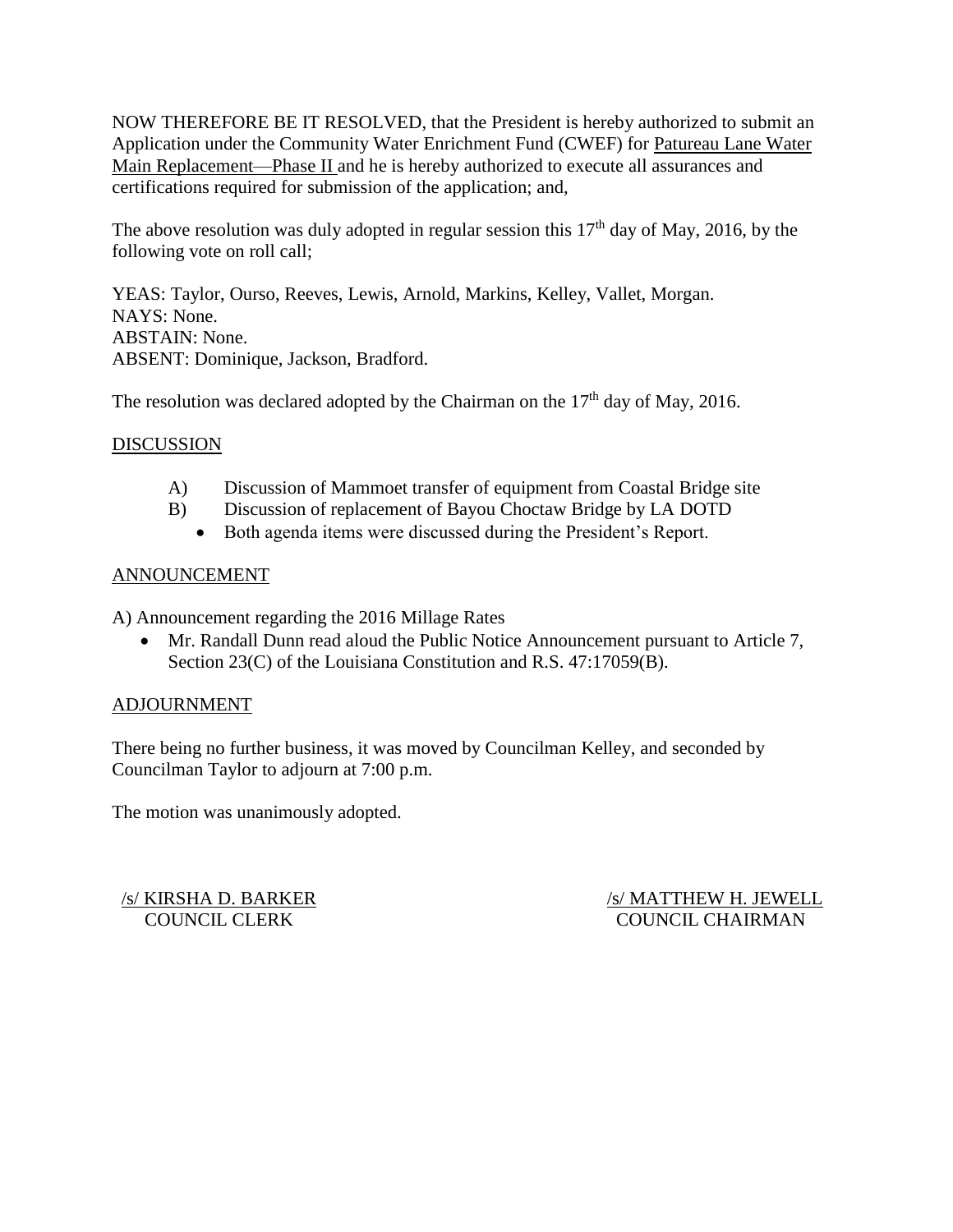NOW THEREFORE BE IT RESOLVED, that the President is hereby authorized to submit an Application under the Community Water Enrichment Fund (CWEF) for Patureau Lane Water Main Replacement—Phase II and he is hereby authorized to execute all assurances and certifications required for submission of the application; and,

The above resolution was duly adopted in regular session this 17th day of May, 2016, by the following vote on roll call;

YEAS: Taylor, Ourso, Reeves, Lewis, Arnold, Markins, Kelley, Vallet, Morgan.
NAYS: None.
ABSTAIN: None.
ABSENT: Dominique, Jackson, Bradford.

The resolution was declared adopted by the Chairman on the 17th day of May, 2016.

## DISCUSSION

A) Discussion of Mammoet transfer of equipment from Coastal Bridge site
B) Discussion of replacement of Bayou Choctaw Bridge by LA DOTD
- Both agenda items were discussed during the President's Report.

## ANNOUNCEMENT

A) Announcement regarding the 2016 Millage Rates
- Mr. Randall Dunn read aloud the Public Notice Announcement pursuant to Article 7, Section 23(C) of the Louisiana Constitution and R.S. 47:17059(B).

## ADJOURNMENT

There being no further business, it was moved by Councilman Kelley, and seconded by Councilman Taylor to adjourn at 7:00 p.m.

The motion was unanimously adopted.

/s/ KIRSHA D. BARKER
COUNCIL CLERK

/s/ MATTHEW H. JEWELL
COUNCIL CHAIRMAN